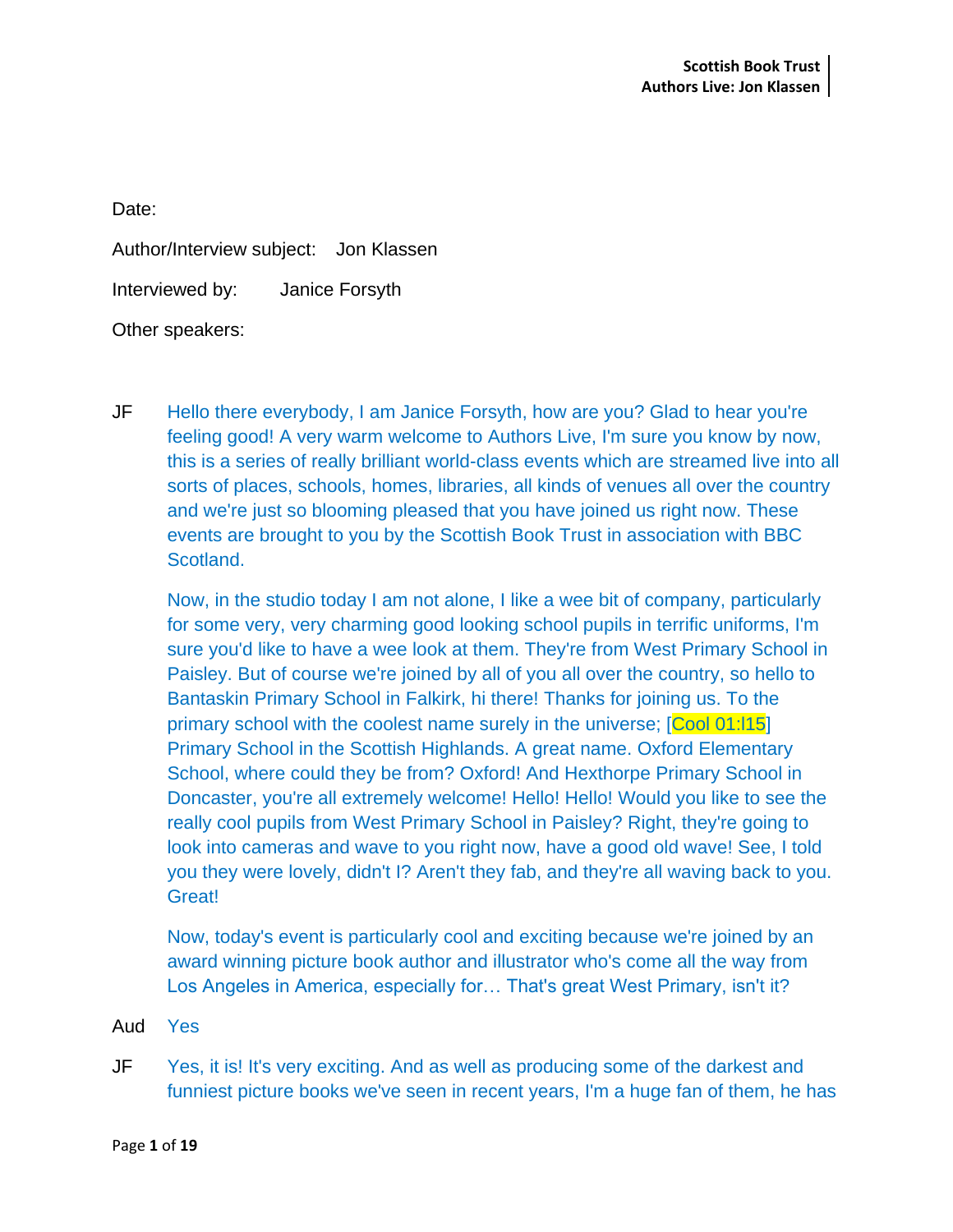Date:

Author/Interview subject: Jon Klassen

Interviewed by: Janice Forsyth

Other speakers:

JF Hello there everybody, I am Janice Forsyth, how are you? Glad to hear you're feeling good! A very warm welcome to Authors Live, I'm sure you know by now, this is a series of really brilliant world-class events which are streamed live into all sorts of places, schools, homes, libraries, all kinds of venues all over the country and we're just so blooming pleased that you have joined us right now. These events are brought to you by the Scottish Book Trust in association with BBC Scotland.

Now, in the studio today I am not alone, I like a wee bit of company, particularly for some very, very charming good looking school pupils in terrific uniforms, I'm sure you'd like to have a wee look at them. They're from West Primary School in Paisley. But of course we're joined by all of you all over the country, so hello to Bantaskin Primary School in Falkirk, hi there! Thanks for joining us. To the primary school with the coolest name surely in the universe; [Cool 01:l15] Primary School in the Scottish Highlands. A great name. Oxford Elementary School, where could they be from? Oxford! And Hexthorpe Primary School in Doncaster, you're all extremely welcome! Hello! Hello! Would you like to see the really cool pupils from West Primary School in Paisley? Right, they're going to look into cameras and wave to you right now, have a good old wave! See, I told you they were lovely, didn't I? Aren't they fab, and they're all waving back to you. Great!

Now, today's event is particularly cool and exciting because we're joined by an award winning picture book author and illustrator who's come all the way from Los Angeles in America, especially for… That's great West Primary, isn't it?

Aud Yes

JF Yes, it is! It's very exciting. And as well as producing some of the darkest and funniest picture books we've seen in recent years, I'm a huge fan of them, he has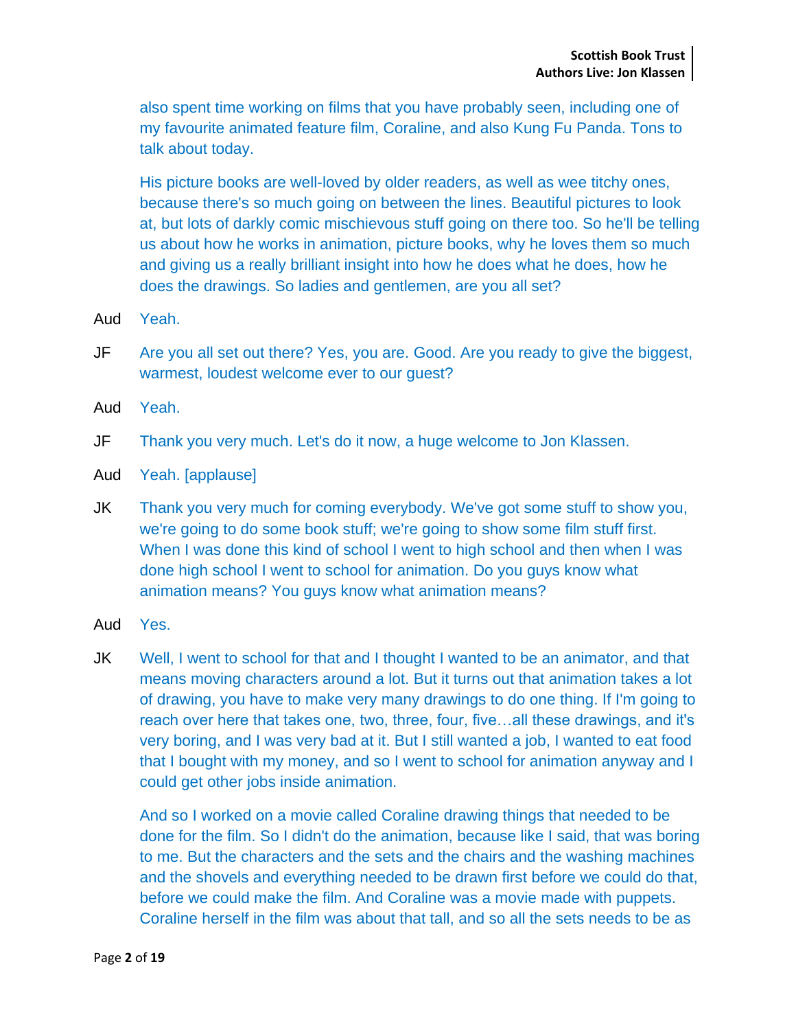also spent time working on films that you have probably seen, including one of my favourite animated feature film, Coraline, and also Kung Fu Panda. Tons to talk about today.

His picture books are well-loved by older readers, as well as wee titchy ones, because there's so much going on between the lines. Beautiful pictures to look at, but lots of darkly comic mischievous stuff going on there too. So he'll be telling us about how he works in animation, picture books, why he loves them so much and giving us a really brilliant insight into how he does what he does, how he does the drawings. So ladies and gentlemen, are you all set?

Aud Yeah.

JF Are you all set out there? Yes, you are. Good. Are you ready to give the biggest, warmest, loudest welcome ever to our guest?

Aud Yeah.

JF Thank you very much. Let's do it now, a huge welcome to Jon Klassen.

Aud Yeah. [applause]

JK Thank you very much for coming everybody. We've got some stuff to show you, we're going to do some book stuff; we're going to show some film stuff first. When I was done this kind of school I went to high school and then when I was done high school I went to school for animation. Do you guys know what animation means? You guys know what animation means?

Aud Yes.

JK Well, I went to school for that and I thought I wanted to be an animator, and that means moving characters around a lot. But it turns out that animation takes a lot of drawing, you have to make very many drawings to do one thing. If I'm going to reach over here that takes one, two, three, four, five…all these drawings, and it's very boring, and I was very bad at it. But I still wanted a job, I wanted to eat food that I bought with my money, and so I went to school for animation anyway and I could get other jobs inside animation.

And so I worked on a movie called Coraline drawing things that needed to be done for the film. So I didn't do the animation, because like I said, that was boring to me. But the characters and the sets and the chairs and the washing machines and the shovels and everything needed to be drawn first before we could do that, before we could make the film. And Coraline was a movie made with puppets. Coraline herself in the film was about that tall, and so all the sets needs to be as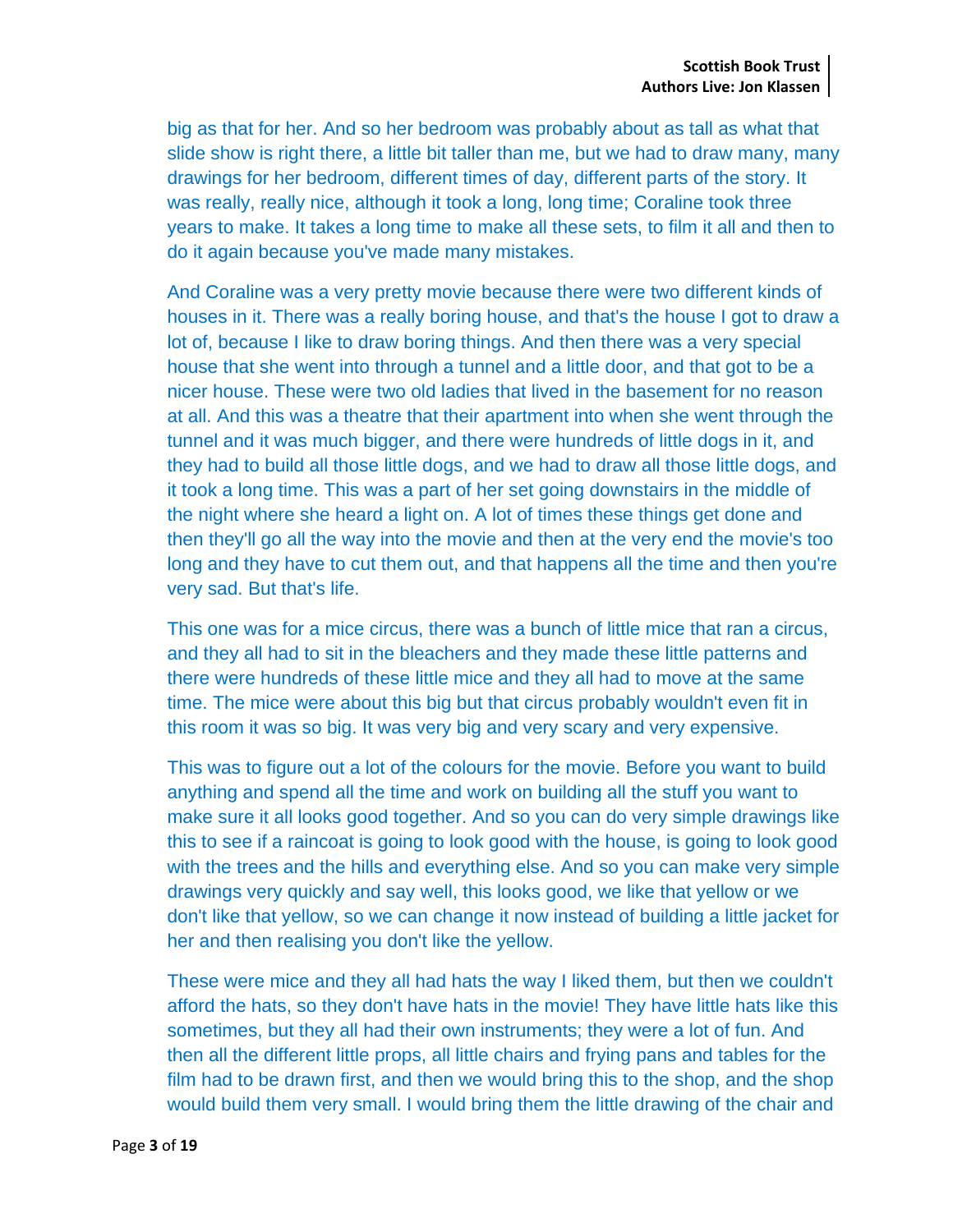big as that for her. And so her bedroom was probably about as tall as what that slide show is right there, a little bit taller than me, but we had to draw many, many drawings for her bedroom, different times of day, different parts of the story. It was really, really nice, although it took a long, long time; Coraline took three years to make. It takes a long time to make all these sets, to film it all and then to do it again because you've made many mistakes.

And Coraline was a very pretty movie because there were two different kinds of houses in it. There was a really boring house, and that's the house I got to draw a lot of, because I like to draw boring things. And then there was a very special house that she went into through a tunnel and a little door, and that got to be a nicer house. These were two old ladies that lived in the basement for no reason at all. And this was a theatre that their apartment into when she went through the tunnel and it was much bigger, and there were hundreds of little dogs in it, and they had to build all those little dogs, and we had to draw all those little dogs, and it took a long time. This was a part of her set going downstairs in the middle of the night where she heard a light on. A lot of times these things get done and then they'll go all the way into the movie and then at the very end the movie's too long and they have to cut them out, and that happens all the time and then you're very sad. But that's life.

This one was for a mice circus, there was a bunch of little mice that ran a circus, and they all had to sit in the bleachers and they made these little patterns and there were hundreds of these little mice and they all had to move at the same time. The mice were about this big but that circus probably wouldn't even fit in this room it was so big. It was very big and very scary and very expensive.

This was to figure out a lot of the colours for the movie. Before you want to build anything and spend all the time and work on building all the stuff you want to make sure it all looks good together. And so you can do very simple drawings like this to see if a raincoat is going to look good with the house, is going to look good with the trees and the hills and everything else. And so you can make very simple drawings very quickly and say well, this looks good, we like that yellow or we don't like that yellow, so we can change it now instead of building a little jacket for her and then realising you don't like the yellow.

These were mice and they all had hats the way I liked them, but then we couldn't afford the hats, so they don't have hats in the movie! They have little hats like this sometimes, but they all had their own instruments; they were a lot of fun. And then all the different little props, all little chairs and frying pans and tables for the film had to be drawn first, and then we would bring this to the shop, and the shop would build them very small. I would bring them the little drawing of the chair and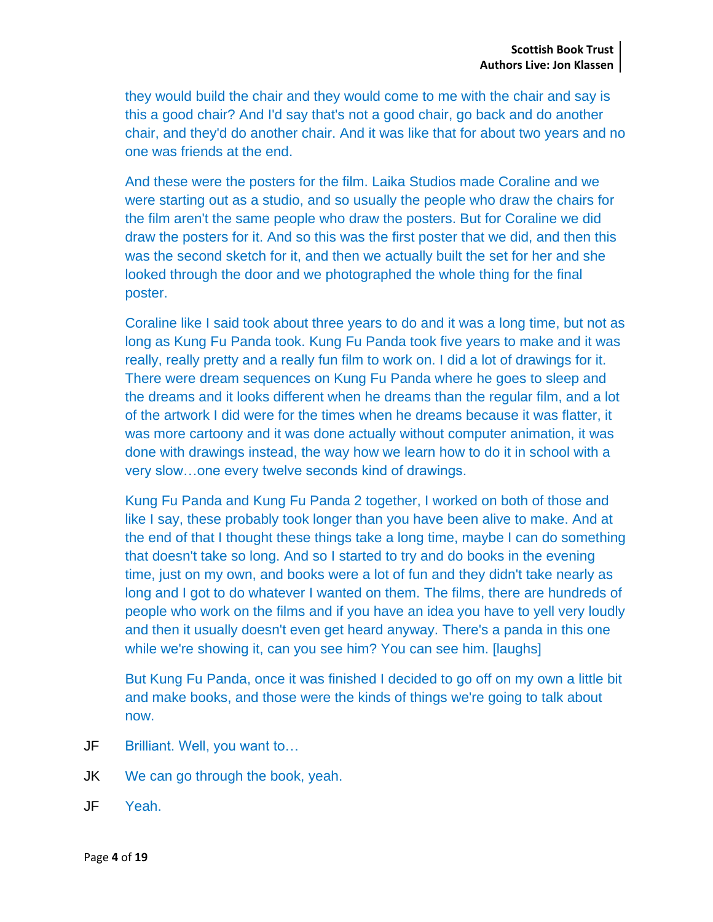they would build the chair and they would come to me with the chair and say is this a good chair? And I'd say that's not a good chair, go back and do another chair, and they'd do another chair. And it was like that for about two years and no one was friends at the end.

And these were the posters for the film. Laika Studios made Coraline and we were starting out as a studio, and so usually the people who draw the chairs for the film aren't the same people who draw the posters. But for Coraline we did draw the posters for it. And so this was the first poster that we did, and then this was the second sketch for it, and then we actually built the set for her and she looked through the door and we photographed the whole thing for the final poster.

Coraline like I said took about three years to do and it was a long time, but not as long as Kung Fu Panda took. Kung Fu Panda took five years to make and it was really, really pretty and a really fun film to work on. I did a lot of drawings for it. There were dream sequences on Kung Fu Panda where he goes to sleep and the dreams and it looks different when he dreams than the regular film, and a lot of the artwork I did were for the times when he dreams because it was flatter, it was more cartoony and it was done actually without computer animation, it was done with drawings instead, the way how we learn how to do it in school with a very slow…one every twelve seconds kind of drawings.

Kung Fu Panda and Kung Fu Panda 2 together, I worked on both of those and like I say, these probably took longer than you have been alive to make. And at the end of that I thought these things take a long time, maybe I can do something that doesn't take so long. And so I started to try and do books in the evening time, just on my own, and books were a lot of fun and they didn't take nearly as long and I got to do whatever I wanted on them. The films, there are hundreds of people who work on the films and if you have an idea you have to yell very loudly and then it usually doesn't even get heard anyway. There's a panda in this one while we're showing it, can you see him? You can see him. [laughs]

But Kung Fu Panda, once it was finished I decided to go off on my own a little bit and make books, and those were the kinds of things we're going to talk about now.

JF Brilliant. Well, you want to…

JK We can go through the book, yeah.

JF Yeah.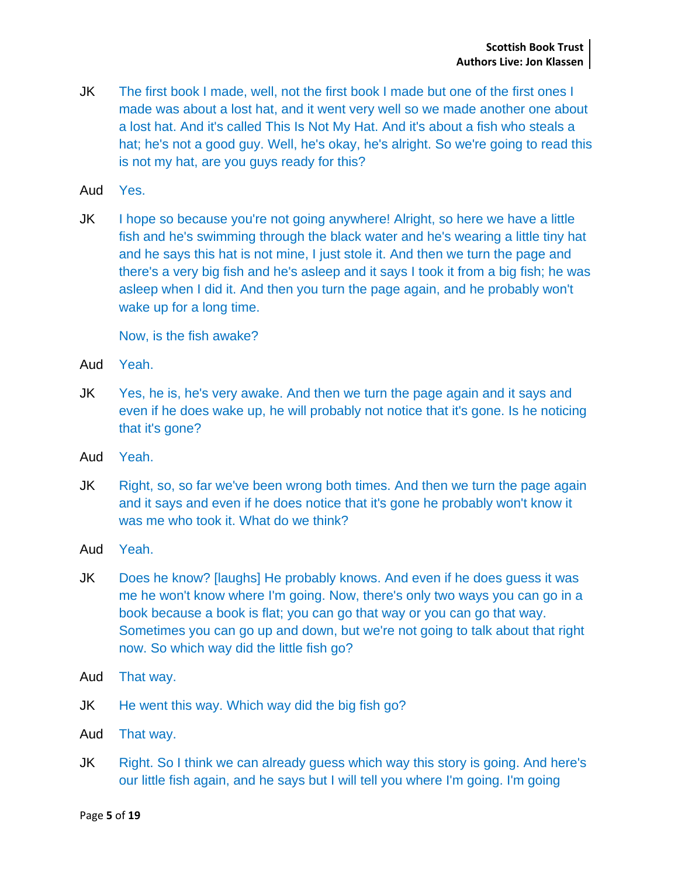JK The first book I made, well, not the first book I made but one of the first ones I made was about a lost hat, and it went very well so we made another one about a lost hat. And it's called This Is Not My Hat. And it's about a fish who steals a hat; he's not a good guy. Well, he's okay, he's alright. So we're going to read this is not my hat, are you guys ready for this?

Aud Yes.

JK I hope so because you're not going anywhere! Alright, so here we have a little fish and he's swimming through the black water and he's wearing a little tiny hat and he says this hat is not mine, I just stole it. And then we turn the page and there's a very big fish and he's asleep and it says I took it from a big fish; he was asleep when I did it. And then you turn the page again, and he probably won't wake up for a long time.

Now, is the fish awake?

Aud Yeah.

JK Yes, he is, he's very awake. And then we turn the page again and it says and even if he does wake up, he will probably not notice that it's gone. Is he noticing that it's gone?

Aud Yeah.

JK Right, so, so far we've been wrong both times. And then we turn the page again and it says and even if he does notice that it's gone he probably won't know it was me who took it. What do we think?

Aud Yeah.

JK Does he know? [laughs] He probably knows. And even if he does guess it was me he won't know where I'm going. Now, there's only two ways you can go in a book because a book is flat; you can go that way or you can go that way. Sometimes you can go up and down, but we're not going to talk about that right now. So which way did the little fish go?

Aud That way.

JK He went this way. Which way did the big fish go?

Aud That way.

JK Right. So I think we can already guess which way this story is going. And here's our little fish again, and he says but I will tell you where I'm going. I'm going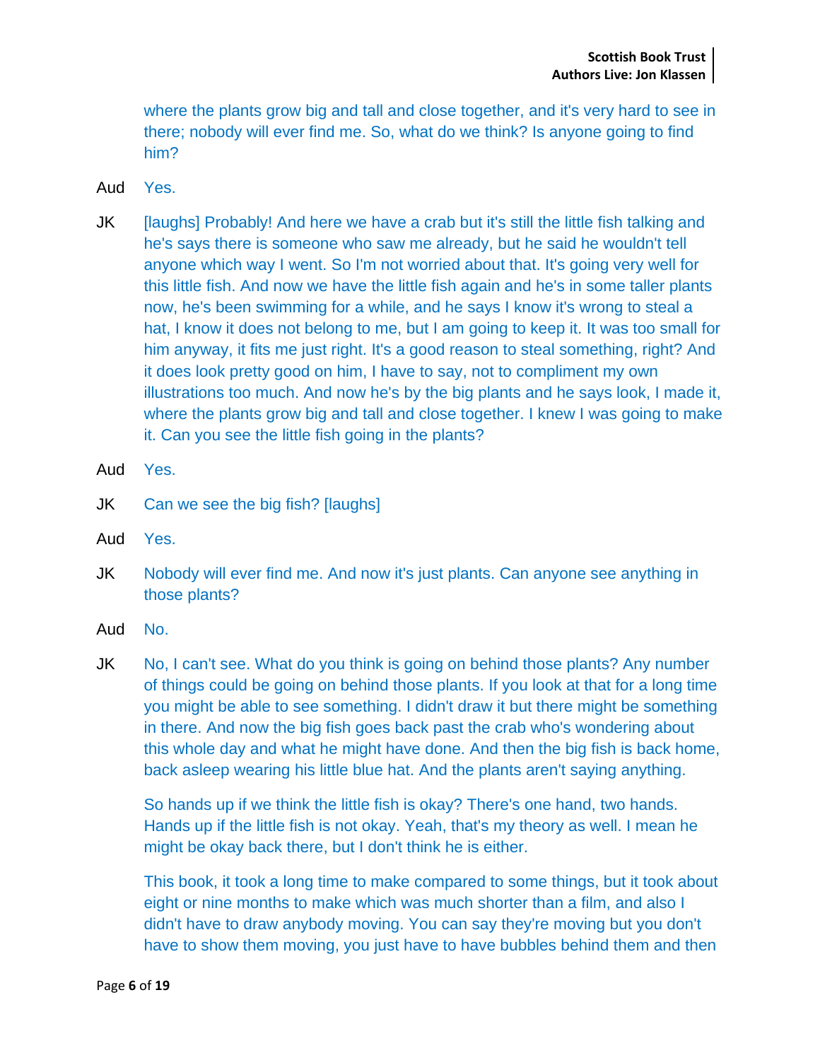where the plants grow big and tall and close together, and it's very hard to see in there; nobody will ever find me. So, what do we think? Is anyone going to find him?

Aud Yes.

JK [laughs] Probably! And here we have a crab but it's still the little fish talking and he's says there is someone who saw me already, but he said he wouldn't tell anyone which way I went. So I'm not worried about that. It's going very well for this little fish. And now we have the little fish again and he's in some taller plants now, he's been swimming for a while, and he says I know it's wrong to steal a hat, I know it does not belong to me, but I am going to keep it. It was too small for him anyway, it fits me just right. It's a good reason to steal something, right? And it does look pretty good on him, I have to say, not to compliment my own illustrations too much. And now he's by the big plants and he says look, I made it, where the plants grow big and tall and close together. I knew I was going to make it. Can you see the little fish going in the plants?

Aud Yes.

JK Can we see the big fish? [laughs]

Aud Yes.

JK Nobody will ever find me. And now it's just plants. Can anyone see anything in those plants?

Aud No.

JK No, I can't see. What do you think is going on behind those plants? Any number of things could be going on behind those plants. If you look at that for a long time you might be able to see something. I didn't draw it but there might be something in there. And now the big fish goes back past the crab who's wondering about this whole day and what he might have done. And then the big fish is back home, back asleep wearing his little blue hat. And the plants aren't saying anything.

So hands up if we think the little fish is okay? There's one hand, two hands. Hands up if the little fish is not okay. Yeah, that's my theory as well. I mean he might be okay back there, but I don't think he is either.

This book, it took a long time to make compared to some things, but it took about eight or nine months to make which was much shorter than a film, and also I didn't have to draw anybody moving. You can say they're moving but you don't have to show them moving, you just have to have bubbles behind them and then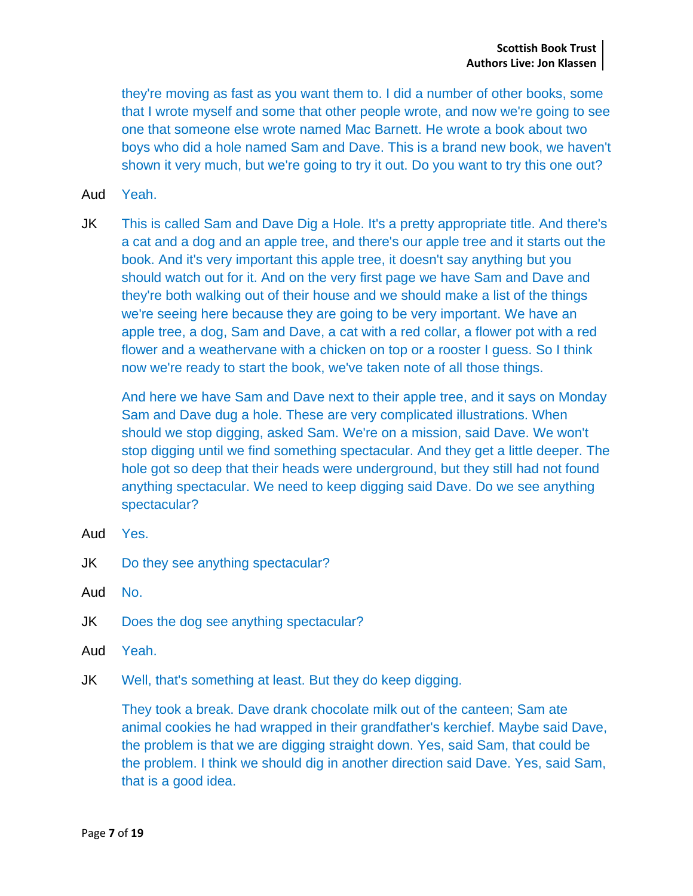they're moving as fast as you want them to. I did a number of other books, some that I wrote myself and some that other people wrote, and now we're going to see one that someone else wrote named Mac Barnett. He wrote a book about two boys who did a hole named Sam and Dave. This is a brand new book, we haven't shown it very much, but we're going to try it out. Do you want to try this one out?

Aud Yeah.

JK This is called Sam and Dave Dig a Hole. It's a pretty appropriate title. And there's a cat and a dog and an apple tree, and there's our apple tree and it starts out the book. And it's very important this apple tree, it doesn't say anything but you should watch out for it. And on the very first page we have Sam and Dave and they're both walking out of their house and we should make a list of the things we're seeing here because they are going to be very important. We have an apple tree, a dog, Sam and Dave, a cat with a red collar, a flower pot with a red flower and a weathervane with a chicken on top or a rooster I guess. So I think now we're ready to start the book, we've taken note of all those things.

And here we have Sam and Dave next to their apple tree, and it says on Monday Sam and Dave dug a hole. These are very complicated illustrations. When should we stop digging, asked Sam. We're on a mission, said Dave. We won't stop digging until we find something spectacular. And they get a little deeper. The hole got so deep that their heads were underground, but they still had not found anything spectacular. We need to keep digging said Dave. Do we see anything spectacular?

Aud Yes.

JK Do they see anything spectacular?

Aud No.

JK Does the dog see anything spectacular?

Aud Yeah.

JK Well, that's something at least. But they do keep digging.

They took a break. Dave drank chocolate milk out of the canteen; Sam ate animal cookies he had wrapped in their grandfather's kerchief. Maybe said Dave, the problem is that we are digging straight down. Yes, said Sam, that could be the problem. I think we should dig in another direction said Dave. Yes, said Sam, that is a good idea.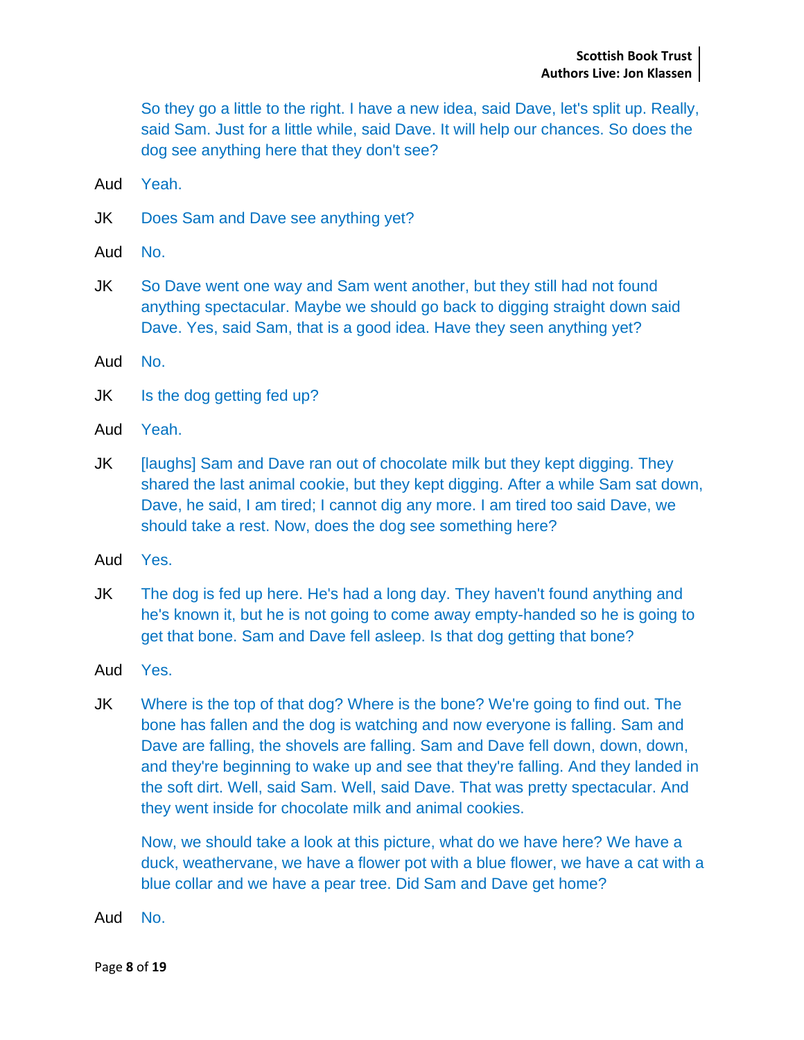So they go a little to the right. I have a new idea, said Dave, let's split up. Really, said Sam. Just for a little while, said Dave. It will help our chances. So does the dog see anything here that they don't see?

Aud Yeah.

JK Does Sam and Dave see anything yet?

Aud No.

JK So Dave went one way and Sam went another, but they still had not found anything spectacular. Maybe we should go back to digging straight down said Dave. Yes, said Sam, that is a good idea. Have they seen anything yet?

Aud No.

JK Is the dog getting fed up?

Aud Yeah.

JK [laughs] Sam and Dave ran out of chocolate milk but they kept digging. They shared the last animal cookie, but they kept digging. After a while Sam sat down, Dave, he said, I am tired; I cannot dig any more. I am tired too said Dave, we should take a rest. Now, does the dog see something here?

Aud Yes.

JK The dog is fed up here. He's had a long day. They haven't found anything and he's known it, but he is not going to come away empty-handed so he is going to get that bone. Sam and Dave fell asleep. Is that dog getting that bone?

Aud Yes.

JK Where is the top of that dog? Where is the bone? We're going to find out. The bone has fallen and the dog is watching and now everyone is falling. Sam and Dave are falling, the shovels are falling. Sam and Dave fell down, down, down, and they're beginning to wake up and see that they're falling. And they landed in the soft dirt. Well, said Sam. Well, said Dave. That was pretty spectacular. And they went inside for chocolate milk and animal cookies.

Now, we should take a look at this picture, what do we have here? We have a duck, weathervane, we have a flower pot with a blue flower, we have a cat with a blue collar and we have a pear tree. Did Sam and Dave get home?

Aud No.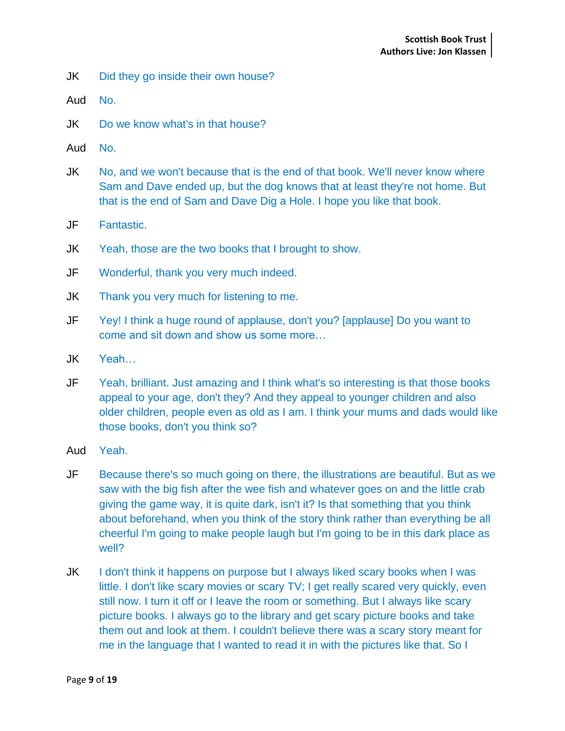JK Did they go inside their own house?

Aud No.

JK Do we know what's in that house?

Aud No.

JK No, and we won't because that is the end of that book. We'll never know where Sam and Dave ended up, but the dog knows that at least they're not home. But that is the end of Sam and Dave Dig a Hole. I hope you like that book.

JF Fantastic.

JK Yeah, those are the two books that I brought to show.

JF Wonderful, thank you very much indeed.

JK Thank you very much for listening to me.

JF Yey! I think a huge round of applause, don't you? [applause] Do you want to come and sit down and show us some more…

JK Yeah…

JF Yeah, brilliant. Just amazing and I think what's so interesting is that those books appeal to your age, don't they? And they appeal to younger children and also older children, people even as old as I am. I think your mums and dads would like those books, don't you think so?

Aud Yeah.

JF Because there's so much going on there, the illustrations are beautiful. But as we saw with the big fish after the wee fish and whatever goes on and the little crab giving the game way, it is quite dark, isn't it? Is that something that you think about beforehand, when you think of the story think rather than everything be all cheerful I'm going to make people laugh but I'm going to be in this dark place as well?

JK I don't think it happens on purpose but I always liked scary books when I was little. I don't like scary movies or scary TV; I get really scared very quickly, even still now. I turn it off or I leave the room or something. But I always like scary picture books. I always go to the library and get scary picture books and take them out and look at them. I couldn't believe there was a scary story meant for me in the language that I wanted to read it in with the pictures like that. So I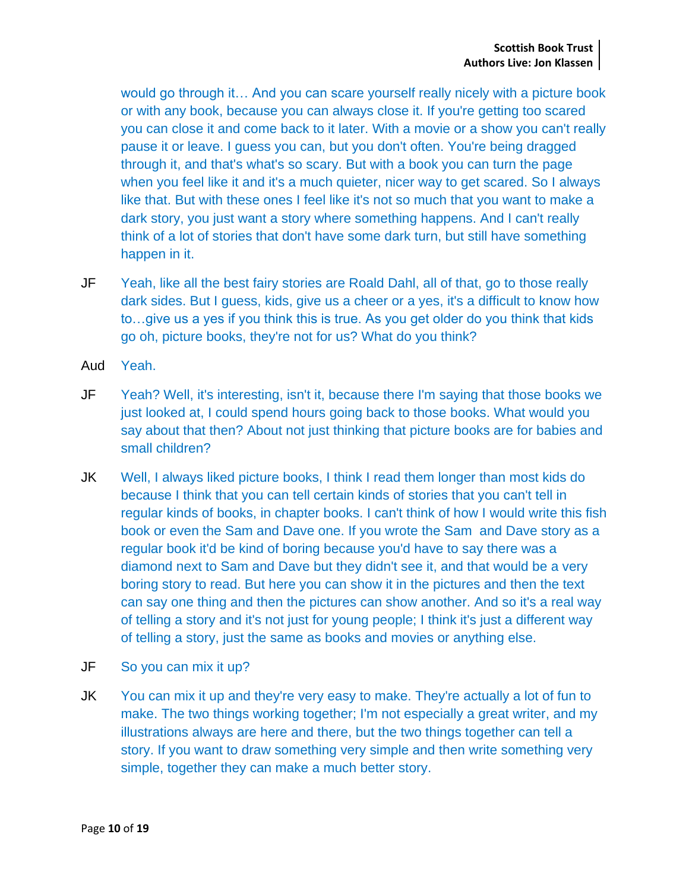would go through it… And you can scare yourself really nicely with a picture book or with any book, because you can always close it. If you're getting too scared you can close it and come back to it later. With a movie or a show you can't really pause it or leave. I guess you can, but you don't often. You're being dragged through it, and that's what's so scary. But with a book you can turn the page when you feel like it and it's a much quieter, nicer way to get scared. So I always like that. But with these ones I feel like it's not so much that you want to make a dark story, you just want a story where something happens. And I can't really think of a lot of stories that don't have some dark turn, but still have something happen in it.

JF Yeah, like all the best fairy stories are Roald Dahl, all of that, go to those really dark sides. But I guess, kids, give us a cheer or a yes, it's a difficult to know how to…give us a yes if you think this is true. As you get older do you think that kids go oh, picture books, they're not for us? What do you think?

Aud Yeah.

JF Yeah? Well, it's interesting, isn't it, because there I'm saying that those books we just looked at, I could spend hours going back to those books. What would you say about that then? About not just thinking that picture books are for babies and small children?

JK Well, I always liked picture books, I think I read them longer than most kids do because I think that you can tell certain kinds of stories that you can't tell in regular kinds of books, in chapter books. I can't think of how I would write this fish book or even the Sam and Dave one. If you wrote the Sam and Dave story as a regular book it'd be kind of boring because you'd have to say there was a diamond next to Sam and Dave but they didn't see it, and that would be a very boring story to read. But here you can show it in the pictures and then the text can say one thing and then the pictures can show another. And so it's a real way of telling a story and it's not just for young people; I think it's just a different way of telling a story, just the same as books and movies or anything else.

JF So you can mix it up?

JK You can mix it up and they're very easy to make. They're actually a lot of fun to make. The two things working together; I'm not especially a great writer, and my illustrations always are here and there, but the two things together can tell a story. If you want to draw something very simple and then write something very simple, together they can make a much better story.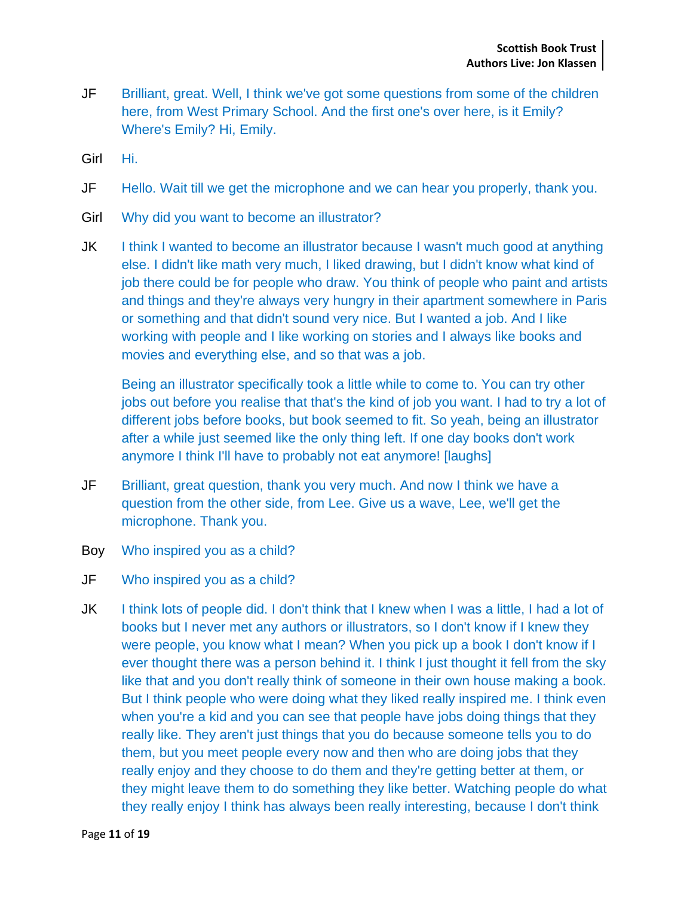JF Brilliant, great. Well, I think we've got some questions from some of the children here, from West Primary School. And the first one's over here, is it Emily? Where's Emily? Hi, Emily.

Girl Hi.

JF Hello. Wait till we get the microphone and we can hear you properly, thank you.

Girl Why did you want to become an illustrator?

JK I think I wanted to become an illustrator because I wasn't much good at anything else. I didn't like math very much, I liked drawing, but I didn't know what kind of job there could be for people who draw. You think of people who paint and artists and things and they're always very hungry in their apartment somewhere in Paris or something and that didn't sound very nice. But I wanted a job. And I like working with people and I like working on stories and I always like books and movies and everything else, and so that was a job.

Being an illustrator specifically took a little while to come to. You can try other jobs out before you realise that that's the kind of job you want. I had to try a lot of different jobs before books, but book seemed to fit. So yeah, being an illustrator after a while just seemed like the only thing left. If one day books don't work anymore I think I'll have to probably not eat anymore! [laughs]

JF Brilliant, great question, thank you very much. And now I think we have a question from the other side, from Lee. Give us a wave, Lee, we'll get the microphone. Thank you.

Boy Who inspired you as a child?

JF Who inspired you as a child?

JK I think lots of people did. I don't think that I knew when I was a little, I had a lot of books but I never met any authors or illustrators, so I don't know if I knew they were people, you know what I mean? When you pick up a book I don't know if I ever thought there was a person behind it. I think I just thought it fell from the sky like that and you don't really think of someone in their own house making a book. But I think people who were doing what they liked really inspired me. I think even when you're a kid and you can see that people have jobs doing things that they really like. They aren't just things that you do because someone tells you to do them, but you meet people every now and then who are doing jobs that they really enjoy and they choose to do them and they're getting better at them, or they might leave them to do something they like better. Watching people do what they really enjoy I think has always been really interesting, because I don't think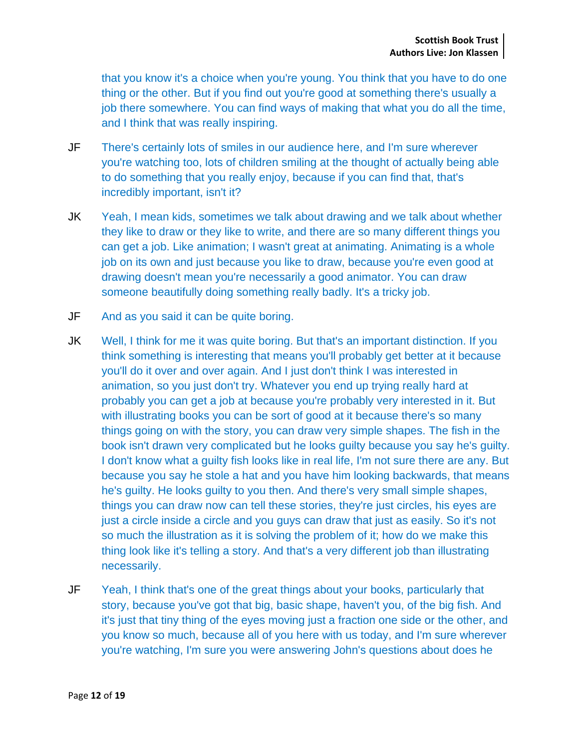that you know it's a choice when you're young. You think that you have to do one thing or the other. But if you find out you're good at something there's usually a job there somewhere. You can find ways of making that what you do all the time, and I think that was really inspiring.

JF There's certainly lots of smiles in our audience here, and I'm sure wherever you're watching too, lots of children smiling at the thought of actually being able to do something that you really enjoy, because if you can find that, that's incredibly important, isn't it?

JK Yeah, I mean kids, sometimes we talk about drawing and we talk about whether they like to draw or they like to write, and there are so many different things you can get a job. Like animation; I wasn't great at animating. Animating is a whole job on its own and just because you like to draw, because you're even good at drawing doesn't mean you're necessarily a good animator. You can draw someone beautifully doing something really badly. It's a tricky job.

JF And as you said it can be quite boring.

JK Well, I think for me it was quite boring. But that's an important distinction. If you think something is interesting that means you'll probably get better at it because you'll do it over and over again. And I just don't think I was interested in animation, so you just don't try. Whatever you end up trying really hard at probably you can get a job at because you're probably very interested in it. But with illustrating books you can be sort of good at it because there's so many things going on with the story, you can draw very simple shapes. The fish in the book isn't drawn very complicated but he looks guilty because you say he's guilty. I don't know what a guilty fish looks like in real life, I'm not sure there are any. But because you say he stole a hat and you have him looking backwards, that means he's guilty. He looks guilty to you then. And there's very small simple shapes, things you can draw now can tell these stories, they're just circles, his eyes are just a circle inside a circle and you guys can draw that just as easily. So it's not so much the illustration as it is solving the problem of it; how do we make this thing look like it's telling a story. And that's a very different job than illustrating necessarily.

JF Yeah, I think that's one of the great things about your books, particularly that story, because you've got that big, basic shape, haven't you, of the big fish. And it's just that tiny thing of the eyes moving just a fraction one side or the other, and you know so much, because all of you here with us today, and I'm sure wherever you're watching, I'm sure you were answering John's questions about does he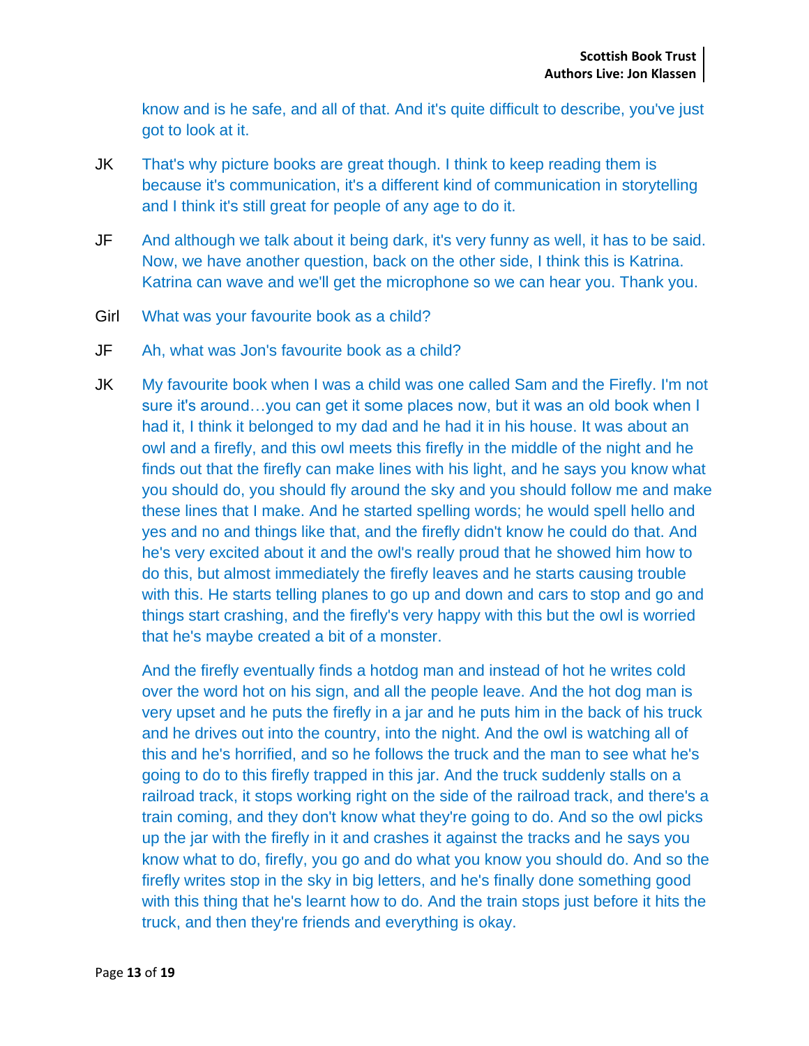know and is he safe, and all of that. And it's quite difficult to describe, you've just got to look at it.

JK That's why picture books are great though. I think to keep reading them is because it's communication, it's a different kind of communication in storytelling and I think it's still great for people of any age to do it.

JF And although we talk about it being dark, it's very funny as well, it has to be said. Now, we have another question, back on the other side, I think this is Katrina. Katrina can wave and we'll get the microphone so we can hear you. Thank you.

Girl What was your favourite book as a child?

JF Ah, what was Jon's favourite book as a child?

JK My favourite book when I was a child was one called Sam and the Firefly. I'm not sure it's around…you can get it some places now, but it was an old book when I had it, I think it belonged to my dad and he had it in his house. It was about an owl and a firefly, and this owl meets this firefly in the middle of the night and he finds out that the firefly can make lines with his light, and he says you know what you should do, you should fly around the sky and you should follow me and make these lines that I make. And he started spelling words; he would spell hello and yes and no and things like that, and the firefly didn't know he could do that. And he's very excited about it and the owl's really proud that he showed him how to do this, but almost immediately the firefly leaves and he starts causing trouble with this. He starts telling planes to go up and down and cars to stop and go and things start crashing, and the firefly's very happy with this but the owl is worried that he's maybe created a bit of a monster.

And the firefly eventually finds a hotdog man and instead of hot he writes cold over the word hot on his sign, and all the people leave. And the hot dog man is very upset and he puts the firefly in a jar and he puts him in the back of his truck and he drives out into the country, into the night. And the owl is watching all of this and he's horrified, and so he follows the truck and the man to see what he's going to do to this firefly trapped in this jar. And the truck suddenly stalls on a railroad track, it stops working right on the side of the railroad track, and there's a train coming, and they don't know what they're going to do. And so the owl picks up the jar with the firefly in it and crashes it against the tracks and he says you know what to do, firefly, you go and do what you know you should do. And so the firefly writes stop in the sky in big letters, and he's finally done something good with this thing that he's learnt how to do. And the train stops just before it hits the truck, and then they're friends and everything is okay.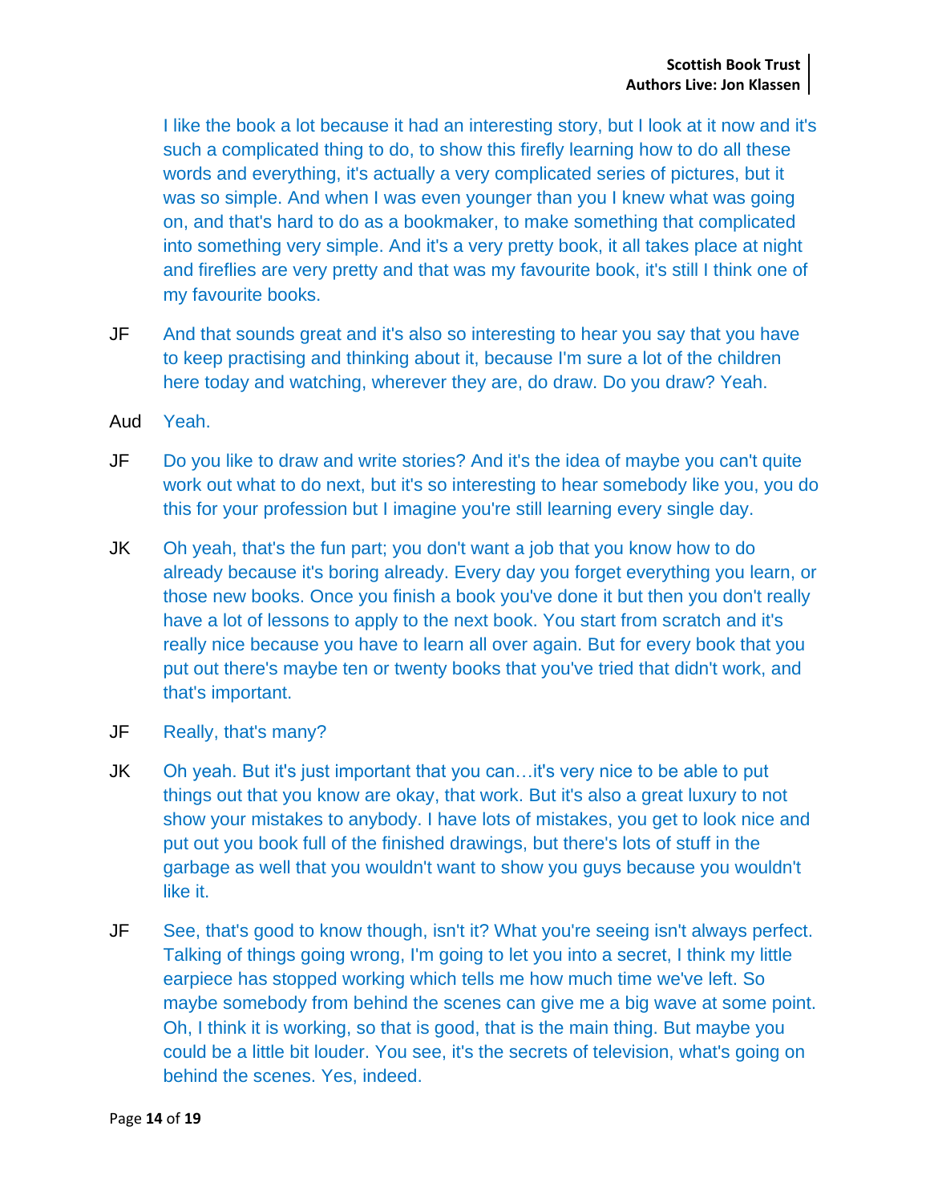I like the book a lot because it had an interesting story, but I look at it now and it's such a complicated thing to do, to show this firefly learning how to do all these words and everything, it's actually a very complicated series of pictures, but it was so simple. And when I was even younger than you I knew what was going on, and that's hard to do as a bookmaker, to make something that complicated into something very simple. And it's a very pretty book, it all takes place at night and fireflies are very pretty and that was my favourite book, it's still I think one of my favourite books.

JF And that sounds great and it's also so interesting to hear you say that you have to keep practising and thinking about it, because I'm sure a lot of the children here today and watching, wherever they are, do draw. Do you draw? Yeah.

Aud Yeah.

JF Do you like to draw and write stories? And it's the idea of maybe you can't quite work out what to do next, but it's so interesting to hear somebody like you, you do this for your profession but I imagine you're still learning every single day.

JK Oh yeah, that's the fun part; you don't want a job that you know how to do already because it's boring already. Every day you forget everything you learn, or those new books. Once you finish a book you've done it but then you don't really have a lot of lessons to apply to the next book. You start from scratch and it's really nice because you have to learn all over again. But for every book that you put out there's maybe ten or twenty books that you've tried that didn't work, and that's important.

JF Really, that's many?

JK Oh yeah. But it's just important that you can…it's very nice to be able to put things out that you know are okay, that work. But it's also a great luxury to not show your mistakes to anybody. I have lots of mistakes, you get to look nice and put out you book full of the finished drawings, but there's lots of stuff in the garbage as well that you wouldn't want to show you guys because you wouldn't like it.

JF See, that's good to know though, isn't it? What you're seeing isn't always perfect. Talking of things going wrong, I'm going to let you into a secret, I think my little earpiece has stopped working which tells me how much time we've left. So maybe somebody from behind the scenes can give me a big wave at some point. Oh, I think it is working, so that is good, that is the main thing. But maybe you could be a little bit louder. You see, it's the secrets of television, what's going on behind the scenes. Yes, indeed.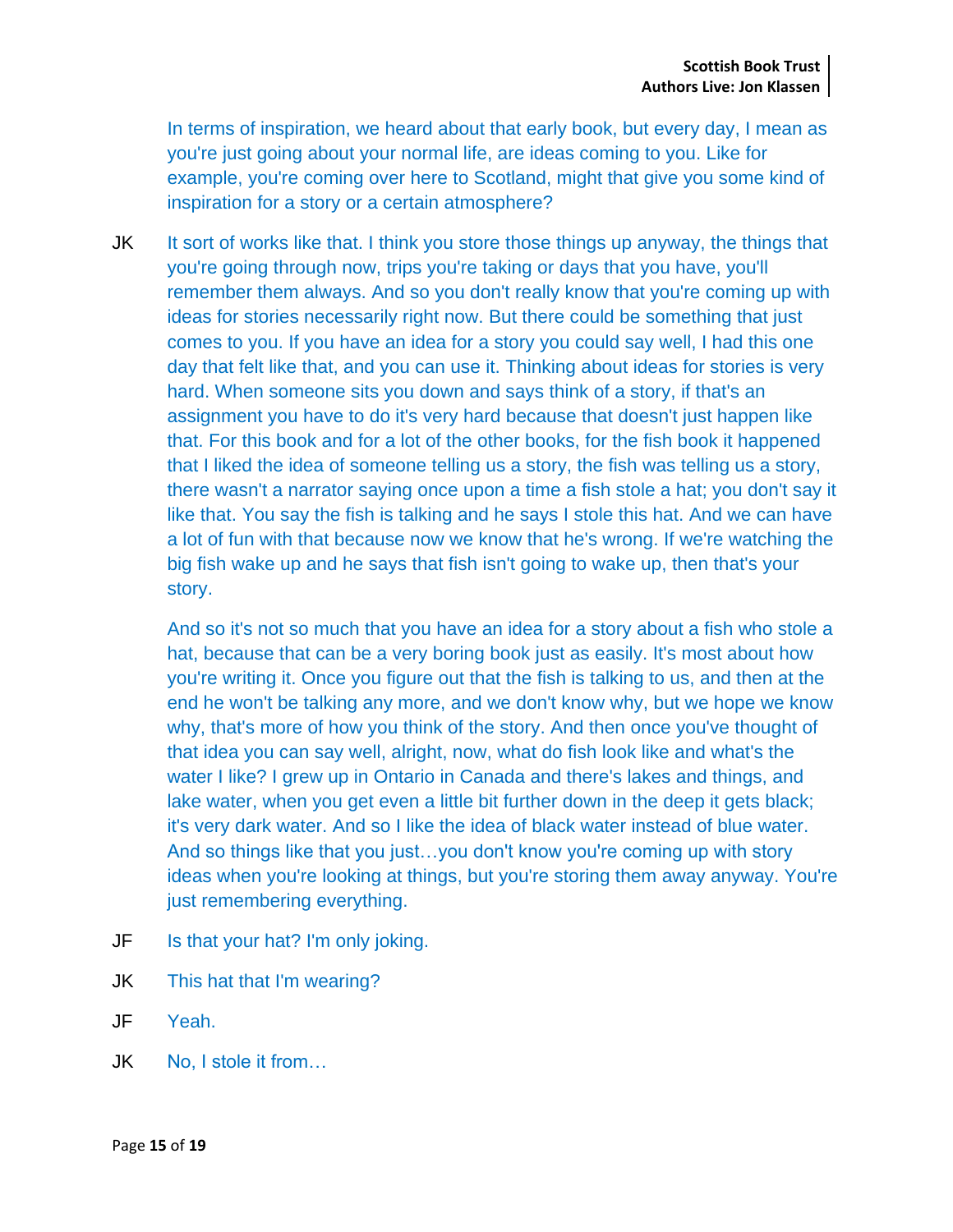In terms of inspiration, we heard about that early book, but every day, I mean as you're just going about your normal life, are ideas coming to you. Like for example, you're coming over here to Scotland, might that give you some kind of inspiration for a story or a certain atmosphere?

JK It sort of works like that. I think you store those things up anyway, the things that you're going through now, trips you're taking or days that you have, you'll remember them always. And so you don't really know that you're coming up with ideas for stories necessarily right now. But there could be something that just comes to you. If you have an idea for a story you could say well, I had this one day that felt like that, and you can use it. Thinking about ideas for stories is very hard. When someone sits you down and says think of a story, if that's an assignment you have to do it's very hard because that doesn't just happen like that. For this book and for a lot of the other books, for the fish book it happened that I liked the idea of someone telling us a story, the fish was telling us a story, there wasn't a narrator saying once upon a time a fish stole a hat; you don't say it like that. You say the fish is talking and he says I stole this hat. And we can have a lot of fun with that because now we know that he's wrong. If we're watching the big fish wake up and he says that fish isn't going to wake up, then that's your story.

And so it's not so much that you have an idea for a story about a fish who stole a hat, because that can be a very boring book just as easily. It's most about how you're writing it. Once you figure out that the fish is talking to us, and then at the end he won't be talking any more, and we don't know why, but we hope we know why, that's more of how you think of the story. And then once you've thought of that idea you can say well, alright, now, what do fish look like and what's the water I like? I grew up in Ontario in Canada and there's lakes and things, and lake water, when you get even a little bit further down in the deep it gets black; it's very dark water. And so I like the idea of black water instead of blue water. And so things like that you just…you don't know you're coming up with story ideas when you're looking at things, but you're storing them away anyway. You're just remembering everything.

JF Is that your hat? I'm only joking.

JK This hat that I'm wearing?

JF Yeah.

JK No, I stole it from…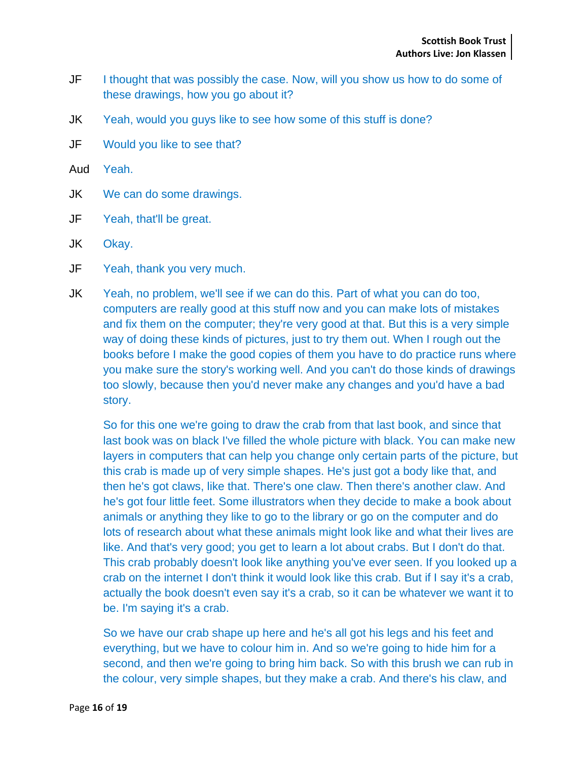JF I thought that was possibly the case. Now, will you show us how to do some of these drawings, how you go about it?

JK Yeah, would you guys like to see how some of this stuff is done?

JF Would you like to see that?

Aud Yeah.

JK We can do some drawings.

JF Yeah, that'll be great.

JK Okay.

JF Yeah, thank you very much.

JK Yeah, no problem, we'll see if we can do this. Part of what you can do too, computers are really good at this stuff now and you can make lots of mistakes and fix them on the computer; they're very good at that. But this is a very simple way of doing these kinds of pictures, just to try them out. When I rough out the books before I make the good copies of them you have to do practice runs where you make sure the story's working well. And you can't do those kinds of drawings too slowly, because then you'd never make any changes and you'd have a bad story.

So for this one we're going to draw the crab from that last book, and since that last book was on black I've filled the whole picture with black. You can make new layers in computers that can help you change only certain parts of the picture, but this crab is made up of very simple shapes. He's just got a body like that, and then he's got claws, like that. There's one claw. Then there's another claw. And he's got four little feet. Some illustrators when they decide to make a book about animals or anything they like to go to the library or go on the computer and do lots of research about what these animals might look like and what their lives are like. And that's very good; you get to learn a lot about crabs. But I don't do that. This crab probably doesn't look like anything you've ever seen. If you looked up a crab on the internet I don't think it would look like this crab. But if I say it's a crab, actually the book doesn't even say it's a crab, so it can be whatever we want it to be. I'm saying it's a crab.

So we have our crab shape up here and he's all got his legs and his feet and everything, but we have to colour him in. And so we're going to hide him for a second, and then we're going to bring him back. So with this brush we can rub in the colour, very simple shapes, but they make a crab. And there's his claw, and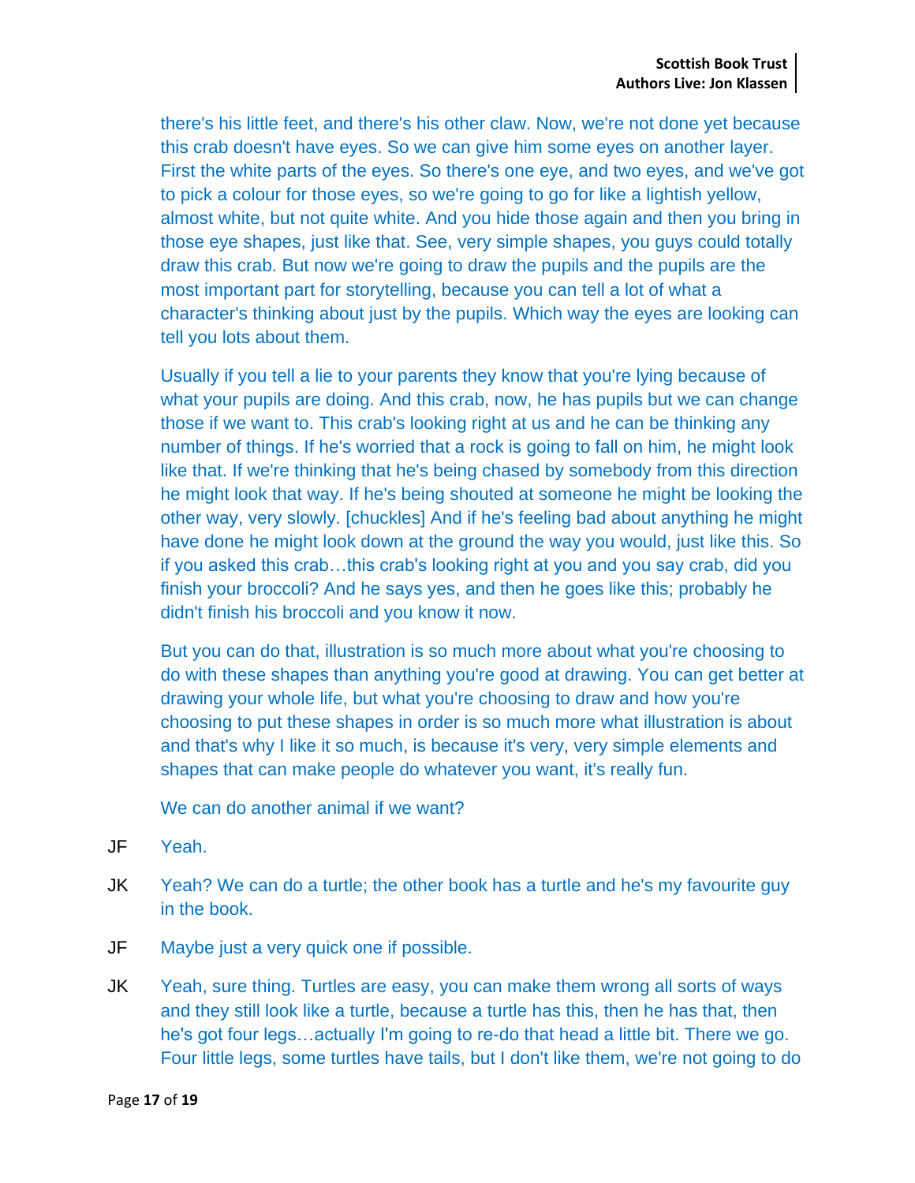there's his little feet, and there's his other claw. Now, we're not done yet because this crab doesn't have eyes. So we can give him some eyes on another layer. First the white parts of the eyes. So there's one eye, and two eyes, and we've got to pick a colour for those eyes, so we're going to go for like a lightish yellow, almost white, but not quite white. And you hide those again and then you bring in those eye shapes, just like that. See, very simple shapes, you guys could totally draw this crab. But now we're going to draw the pupils and the pupils are the most important part for storytelling, because you can tell a lot of what a character's thinking about just by the pupils. Which way the eyes are looking can tell you lots about them.

Usually if you tell a lie to your parents they know that you're lying because of what your pupils are doing. And this crab, now, he has pupils but we can change those if we want to. This crab's looking right at us and he can be thinking any number of things. If he's worried that a rock is going to fall on him, he might look like that. If we're thinking that he's being chased by somebody from this direction he might look that way. If he's being shouted at someone he might be looking the other way, very slowly. [chuckles] And if he's feeling bad about anything he might have done he might look down at the ground the way you would, just like this. So if you asked this crab…this crab's looking right at you and you say crab, did you finish your broccoli? And he says yes, and then he goes like this; probably he didn't finish his broccoli and you know it now.

But you can do that, illustration is so much more about what you're choosing to do with these shapes than anything you're good at drawing. You can get better at drawing your whole life, but what you're choosing to draw and how you're choosing to put these shapes in order is so much more what illustration is about and that's why I like it so much, is because it's very, very simple elements and shapes that can make people do whatever you want, it's really fun.

We can do another animal if we want?

JF Yeah.

JK Yeah? We can do a turtle; the other book has a turtle and he's my favourite guy in the book.

JF Maybe just a very quick one if possible.

JK Yeah, sure thing. Turtles are easy, you can make them wrong all sorts of ways and they still look like a turtle, because a turtle has this, then he has that, then he's got four legs…actually I'm going to re-do that head a little bit. There we go. Four little legs, some turtles have tails, but I don't like them, we're not going to do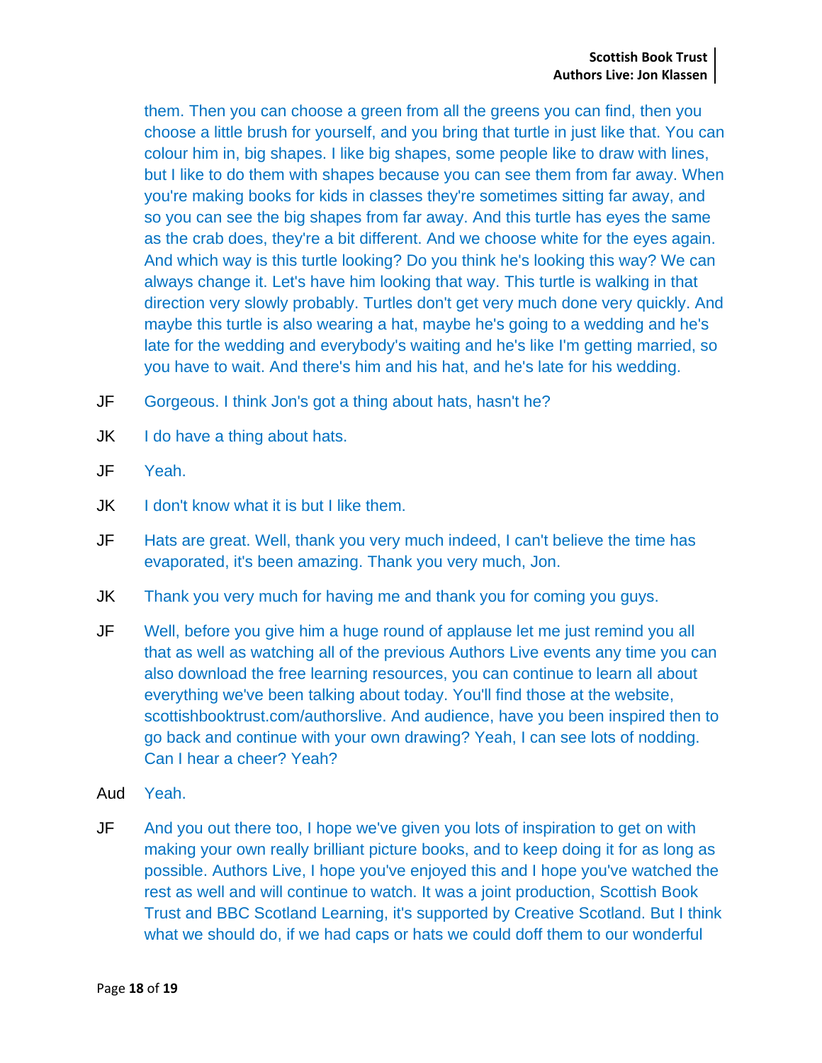them. Then you can choose a green from all the greens you can find, then you choose a little brush for yourself, and you bring that turtle in just like that. You can colour him in, big shapes. I like big shapes, some people like to draw with lines, but I like to do them with shapes because you can see them from far away. When you're making books for kids in classes they're sometimes sitting far away, and so you can see the big shapes from far away. And this turtle has eyes the same as the crab does, they're a bit different. And we choose white for the eyes again. And which way is this turtle looking? Do you think he's looking this way? We can always change it. Let's have him looking that way. This turtle is walking in that direction very slowly probably. Turtles don't get very much done very quickly. And maybe this turtle is also wearing a hat, maybe he's going to a wedding and he's late for the wedding and everybody's waiting and he's like I'm getting married, so you have to wait. And there's him and his hat, and he's late for his wedding.

JF Gorgeous. I think Jon's got a thing about hats, hasn't he?

JK I do have a thing about hats.

JF Yeah.

JK I don't know what it is but I like them.

JF Hats are great. Well, thank you very much indeed, I can't believe the time has evaporated, it's been amazing. Thank you very much, Jon.

JK Thank you very much for having me and thank you for coming you guys.

JF Well, before you give him a huge round of applause let me just remind you all that as well as watching all of the previous Authors Live events any time you can also download the free learning resources, you can continue to learn all about everything we've been talking about today. You'll find those at the website, scottishbooktrust.com/authorslive. And audience, have you been inspired then to go back and continue with your own drawing? Yeah, I can see lots of nodding. Can I hear a cheer? Yeah?

Aud Yeah.

JF And you out there too, I hope we've given you lots of inspiration to get on with making your own really brilliant picture books, and to keep doing it for as long as possible. Authors Live, I hope you've enjoyed this and I hope you've watched the rest as well and will continue to watch. It was a joint production, Scottish Book Trust and BBC Scotland Learning, it's supported by Creative Scotland. But I think what we should do, if we had caps or hats we could doff them to our wonderful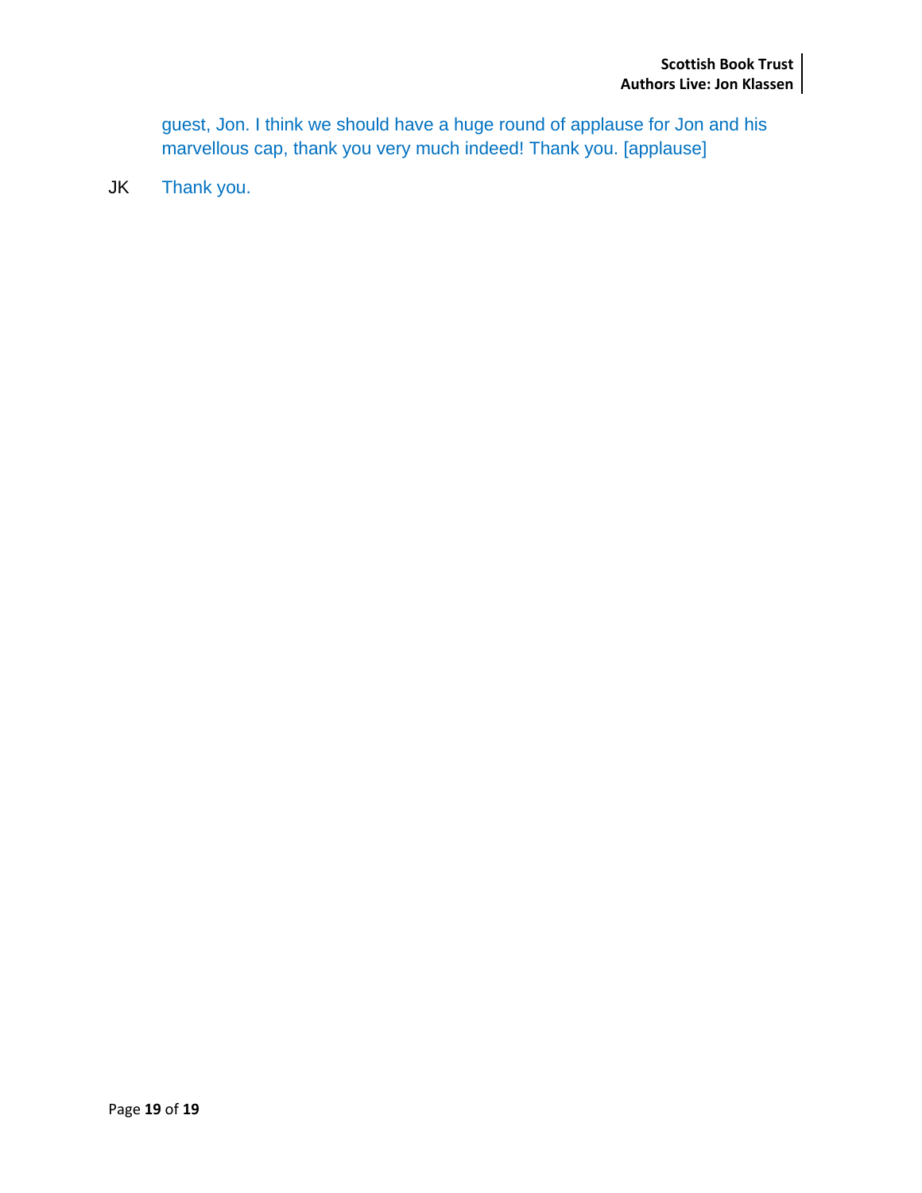guest, Jon. I think we should have a huge round of applause for Jon and his marvellous cap, thank you very much indeed! Thank you. [applause]

JK Thank you.